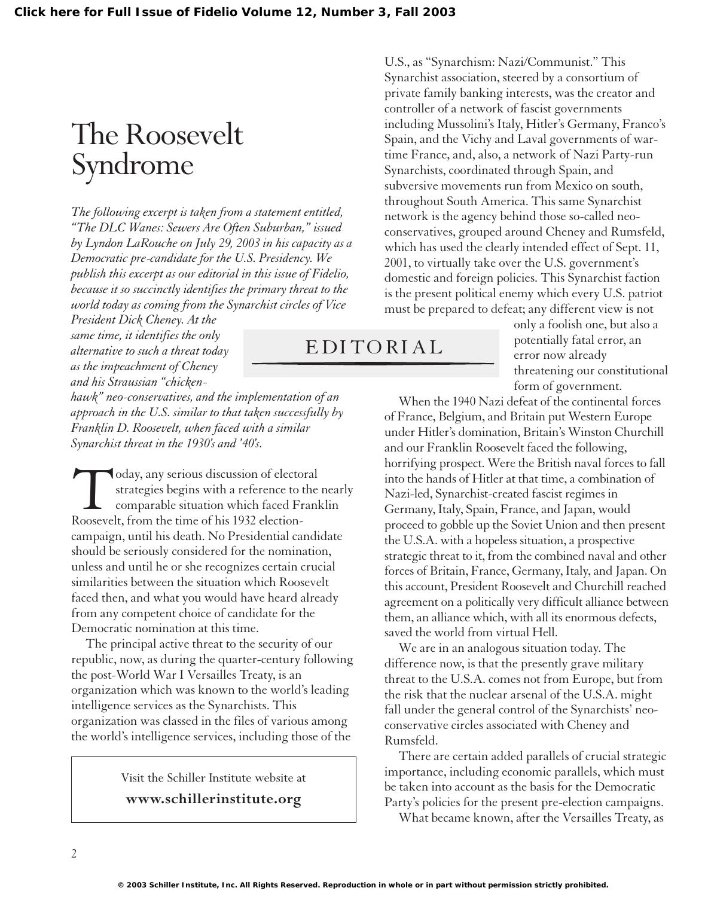# The Roosevelt Syndrome

*The following excerpt is taken from a statement entitled, "The DLC Wanes: Sewers Are Often Suburban," issued by Lyndon LaRouche on July 29, 2003 in his capacity as a Democratic pre-candidate for the U.S. Presidency. We publish this excerpt as our editorial in this issue of Fidelio, because it so succinctly identifies the primary threat to the world today as coming from the Synarchist circles of Vice President Dick Cheney. At the same time, it identifies the only alternative to such a threat today as the impeachment of Cheney and his Straussian "chicken-hawk" neo-conservatives, and the implementation of an approach in the U.S. similar to that taken successfully by Franklin D. Roosevelt, when faced with a similar Synarchist threat in the 1930's and '40's.*

## EDITORIAL

Today, any serious discussion of electoral strategies begins with a reference to the nearly comparable situation which faced Franklin Roosevelt, from the time of his 1932 election-campaign, until his death. No Presidential candidate should be seriously considered for the nomination, unless and until he or she recognizes certain crucial similarities between the situation which Roosevelt faced then, and what you would have heard already from any competent choice of candidate for the Democratic nomination at this time.

The principal active threat to the security of our republic, now, as during the quarter-century following the post-World War I Versailles Treaty, is an organization which was known to the world's leading intelligence services as the Synarchists. This organization was classed in the files of various among the world's intelligence services, including those of the U.S., as "Synarchism: Nazi/Communist." This Synarchist association, steered by a consortium of private family banking interests, was the creator and controller of a network of fascist governments including Mussolini's Italy, Hitler's Germany, Franco's Spain, and the Vichy and Laval governments of war-time France, and, also, a network of Nazi Party-run Synarchists, coordinated through Spain, and subversive movements run from Mexico on south, throughout South America. This same Synarchist network is the agency behind those so-called neo-conservatives, grouped around Cheney and Rumsfeld, which has used the clearly intended effect of Sept. 11, 2001, to virtually take over the U.S. government's domestic and foreign policies. This Synarchist faction is the present political enemy which every U.S. patriot must be prepared to defeat; any different view is not only a foolish one, but also a potentially fatal error, an error now already threatening our constitutional form of government.

When the 1940 Nazi defeat of the continental forces of France, Belgium, and Britain put Western Europe under Hitler's domination, Britain's Winston Churchill and our Franklin Roosevelt faced the following, horrifying prospect. Were the British naval forces to fall into the hands of Hitler at that time, a combination of Nazi-led, Synarchist-created fascist regimes in Germany, Italy, Spain, France, and Japan, would proceed to gobble up the Soviet Union and then present the U.S.A. with a hopeless situation, a prospective strategic threat to it, from the combined naval and other forces of Britain, France, Germany, Italy, and Japan. On this account, President Roosevelt and Churchill reached agreement on a politically very difficult alliance between them, an alliance which, with all its enormous defects, saved the world from virtual Hell.

We are in an analogous situation today. The difference now, is that the presently grave military threat to the U.S.A. comes not from Europe, but from the risk that the nuclear arsenal of the U.S.A. might fall under the general control of the Synarchists' neo-conservative circles associated with Cheney and Rumsfeld.

There are certain added parallels of crucial strategic importance, including economic parallels, which must be taken into account as the basis for the Democratic Party's policies for the present pre-election campaigns.

What became known, after the Versailles Treaty, as

---

Visit the Schiller Institute website at

**www.schillerinstitute.org**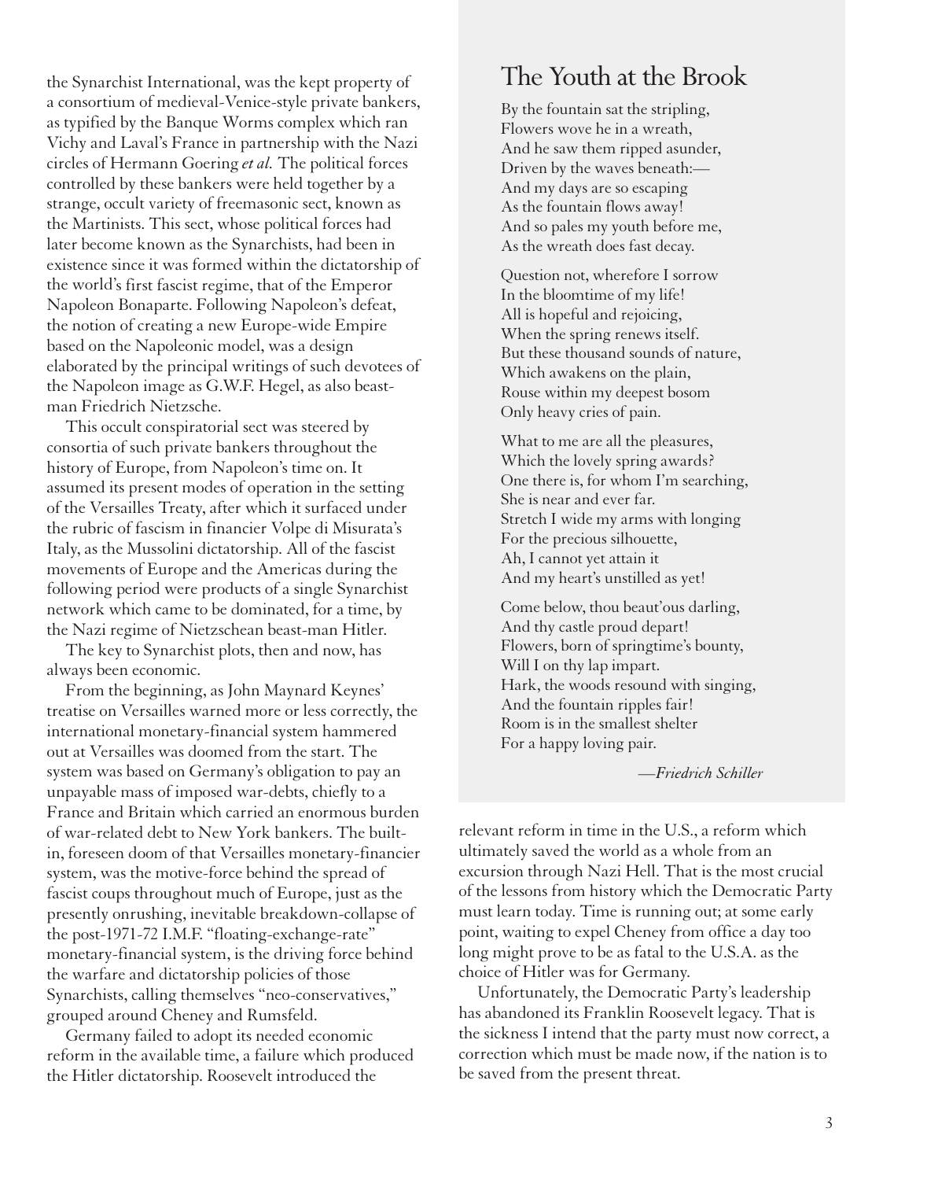the Synarchist International, was the kept property of a consortium of medieval-Venice-style private bankers, as typified by the Banque Worms complex which ran Vichy and Laval's France in partnership with the Nazi circles of Hermann Goering *et al.* The political forces controlled by these bankers were held together by a strange, occult variety of freemasonic sect, known as the Martinists. This sect, whose political forces had later become known as the Synarchists, had been in existence since it was formed within the dictatorship of the world's first fascist regime, that of the Emperor Napoleon Bonaparte. Following Napoleon's defeat, the notion of creating a new Europe-wide Empire based on the Napoleonic model, was a design elaborated by the principal writings of such devotees of the Napoleon image as G.W.F. Hegel, as also beast-man Friedrich Nietzsche.

This occult conspiratorial sect was steered by consortia of such private bankers throughout the history of Europe, from Napoleon's time on. It assumed its present modes of operation in the setting of the Versailles Treaty, after which it surfaced under the rubric of fascism in financier Volpe di Misurata's Italy, as the Mussolini dictatorship. All of the fascist movements of Europe and the Americas during the following period were products of a single Synarchist network which came to be dominated, for a time, by the Nazi regime of Nietzschean beast-man Hitler.

The key to Synarchist plots, then and now, has always been economic.

From the beginning, as John Maynard Keynes' treatise on Versailles warned more or less correctly, the international monetary-financial system hammered out at Versailles was doomed from the start. The system was based on Germany's obligation to pay an unpayable mass of imposed war-debts, chiefly to a France and Britain which carried an enormous burden of war-related debt to New York bankers. The built-in, foreseen doom of that Versailles monetary-financier system, was the motive-force behind the spread of fascist coups throughout much of Europe, just as the presently onrushing, inevitable breakdown-collapse of the post-1971-72 I.M.F. "floating-exchange-rate" monetary-financial system, is the driving force behind the warfare and dictatorship policies of those Synarchists, calling themselves "neo-conservatives," grouped around Cheney and Rumsfeld.

Germany failed to adopt its needed economic reform in the available time, a failure which produced the Hitler dictatorship. Roosevelt introduced the relevant reform in time in the U.S., a reform which ultimately saved the world as a whole from an excursion through Nazi Hell. That is the most crucial of the lessons from history which the Democratic Party must learn today. Time is running out; at some early point, waiting to expel Cheney from office a day too long might prove to be as fatal to the U.S.A. as the choice of Hitler was for Germany.

Unfortunately, the Democratic Party's leadership has abandoned its Franklin Roosevelt legacy. That is the sickness I intend that the party must now correct, a correction which must be made now, if the nation is to be saved from the present threat.

## The Youth at the Brook

By the fountain sat the stripling,
Flowers wove he in a wreath,
And he saw them ripped asunder,
Driven by the waves beneath:—
And my days are so escaping
As the fountain flows away!
And so pales my youth before me,
As the wreath does fast decay.

Question not, wherefore I sorrow
In the bloomtime of my life!
All is hopeful and rejoicing,
When the spring renews itself.
But these thousand sounds of nature,
Which awakens on the plain,
Rouse within my deepest bosom
Only heavy cries of pain.

What to me are all the pleasures,
Which the lovely spring awards?
One there is, for whom I'm searching,
She is near and ever far.
Stretch I wide my arms with longing
For the precious silhouette,
Ah, I cannot yet attain it
And my heart's unstilled as yet!

Come below, thou beaut'ous darling,
And thy castle proud depart!
Flowers, born of springtime's bounty,
Will I on thy lap impart.
Hark, the woods resound with singing,
And the fountain ripples fair!
Room is in the smallest shelter
For a happy loving pair.

—*Friedrich Schiller*